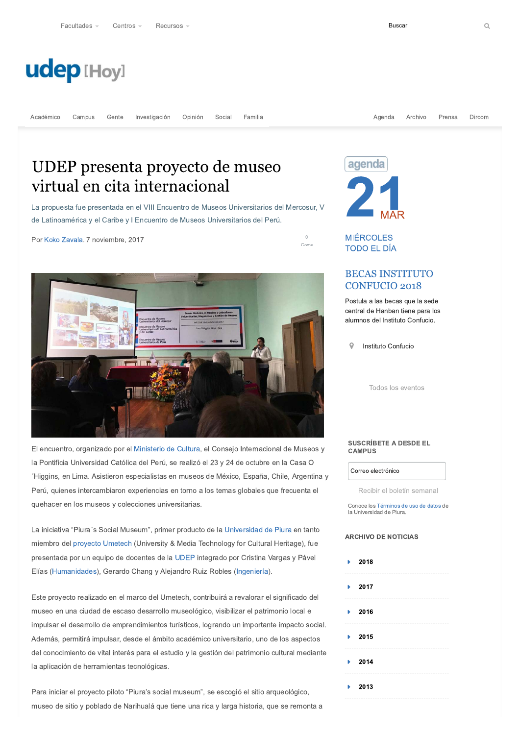Facultades Centros Recursos Buscar

udep [Hoy]

Académico Campus Gente Investigación Opinión Social Familia Agenda Archivo Prensa Dircom

# UDEP presenta proyecto de museo virtual en cita internacional

La propuesta fue presentada en el VIII Encuentro de Museos Universitarios del Mercosur, V de Latinoamérica y el Caribe y I Encuentro de Museos Universitarios del Perú.

Por Koko Zavala. 7 noviembre, 2017

El encuentro, organizado por el Ministerio de Cultura, el Consejo Internacional de Museos y la Pontificia Universidad Católica del Perú, se realizó el 23 y 24 de octubre en la Casa O´Higgins, en Lima. Asistieron especialistas en museos de México, España, Chile, Argentina y Perú, quienes intercambiaron experiencias en torno a los temas globales que frecuenta el quehacer en los museos y colecciones universitarias.

La iniciativa "Piura´s Social Museum", primer producto de la Universidad de Piura en tanto miembro del proyecto Umetech (University & Media Technology for Cultural Heritage), fue presentada por un equipo de docentes de la UDEP integrado por Cristina Vargas y Pável Elías (Humanidades), Gerardo Chang y Alejandro Ruiz Robles (Ingeniería).

Este proyecto realizado en el marco del Umetech, contribuirá a revalorar el significado del museo en una ciudad de escaso desarrollo museológico, visibilizar el patrimonio local e impulsar el desarrollo de emprendimientos turísticos, logrando un importante impacto social. Además, permitirá impulsar, desde el ámbito académico universitario, uno de los aspectos del conocimiento de vital interés para el estudio y la gestión del patrimonio cultural mediante la aplicación de herramientas tecnológicas.

Para iniciar el proyecto piloto "Piura's social museum", se escogió el sitio arqueológico, museo de sitio y poblado de Narihualá que tiene una rica y larga historia, que se remonta a

agenda

21 MAR

MIÉRCOLES
TODO EL DÍA

## BECAS INSTITUTO CONFUCIO 2018

Postula a las becas que la sede central de Hanban tiene para los alumnos del Instituto Confucio.

Instituto Confucio

Todos los eventos

**SUSCRÍBETE A DESDE EL CAMPUS**

Correo electrónico

Recibir el boletín semanal

Conoce los Términos de uso de datos de la Universidad de Piura.

**ARCHIVO DE NOTICIAS**

- 2018
- 2017
- 2016
- 2015
- 2014
- 2013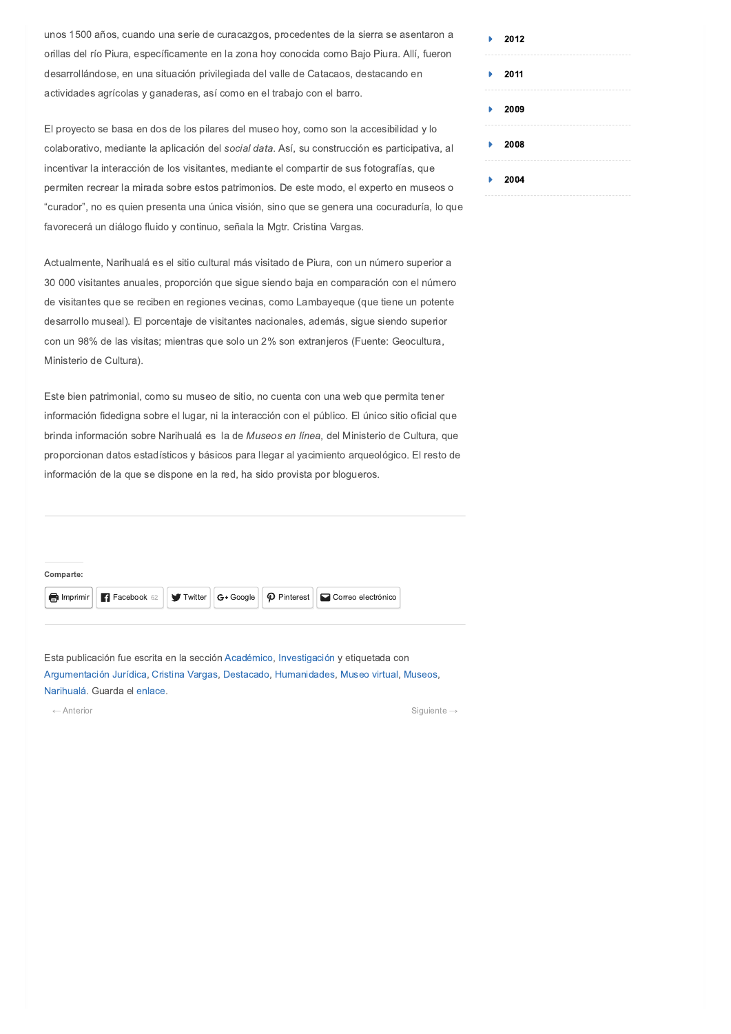unos 1500 años, cuando una serie de curacazgos, procedentes de la sierra se asentaron a orillas del río Piura, específicamente en la zona hoy conocida como Bajo Piura. Allí, fueron desarrollándose, en una situación privilegiada del valle de Catacaos, destacando en actividades agrícolas y ganaderas, así como en el trabajo con el barro.

El proyecto se basa en dos de los pilares del museo hoy, como son la accesibilidad y lo colaborativo, mediante la aplicación del *social data*. Así, su construcción es participativa, al incentivar la interacción de los visitantes, mediante el compartir de sus fotografías, que permiten recrear la mirada sobre estos patrimonios. De este modo, el experto en museos o "curador", no es quien presenta una única visión, sino que se genera una cocuraduría, lo que favorecerá un diálogo fluido y continuo, señala la Mgtr. Cristina Vargas.

Actualmente, Narihualá es el sitio cultural más visitado de Piura, con un número superior a 30 000 visitantes anuales, proporción que sigue siendo baja en comparación con el número de visitantes que se reciben en regiones vecinas, como Lambayeque (que tiene un potente desarrollo museal). El porcentaje de visitantes nacionales, además, sigue siendo superior con un 98% de las visitas; mientras que solo un 2% son extranjeros (Fuente: Geocultura, Ministerio de Cultura).

Este bien patrimonial, como su museo de sitio, no cuenta con una web que permita tener información fidedigna sobre el lugar, ni la interacción con el público. El único sitio oficial que brinda información sobre Narihualá es la de *Museos en línea*, del Ministerio de Cultura, que proporcionan datos estadísticos y básicos para llegar al yacimiento arqueológico. El resto de información de la que se dispone en la red, ha sido provista por blogueros.

**Comparte:**

Imprimir | Facebook 62 | Twitter | Google | Pinterest | Correo electrónico

Esta publicación fue escrita en la sección Académico, Investigación y etiquetada con Argumentación Jurídica, Cristina Vargas, Destacado, Humanidades, Museo virtual, Museos, Narihualá. Guarda el enlace.

← Anterior | Siguiente →

- 2012
- 2011
- 2009
- 2008
- 2004